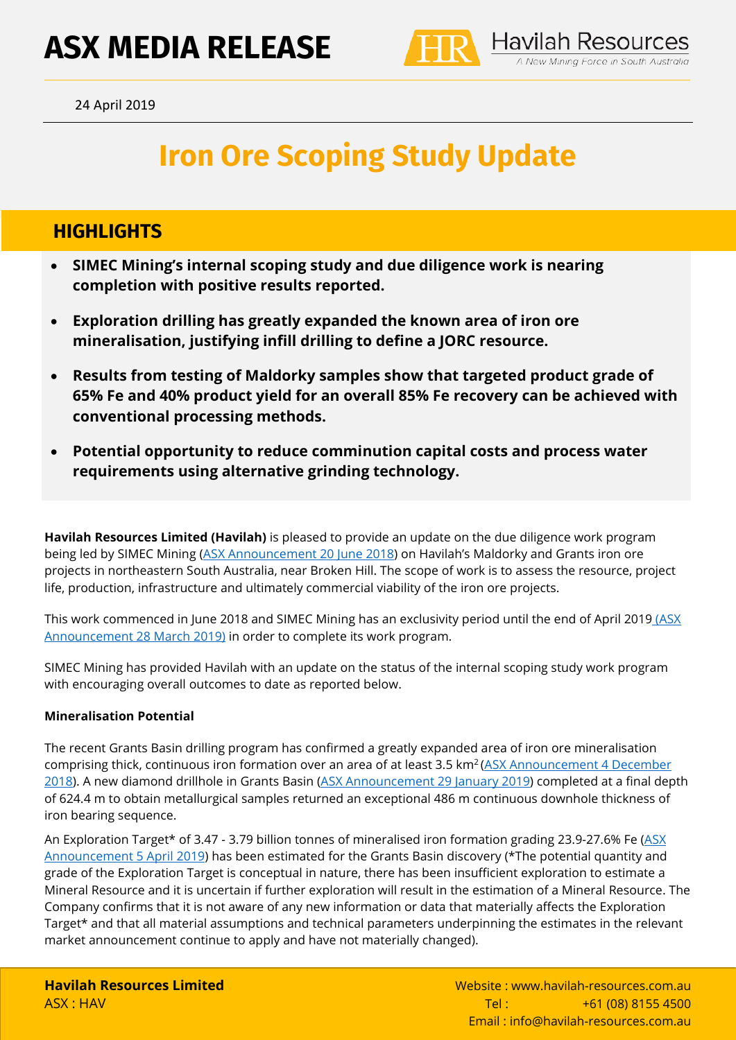# ASX MEDIA RELEASE

24 April 2019

# Iron Ore Scoping Study Update

## HIGHLIGHTS

- **SIMEC Mining's internal scoping study and due diligence work is nearing completion with positive results reported.**
- **Exploration drilling has greatly expanded the known area of iron ore mineralisation, justifying infill drilling to define a JORC resource.**
- **Results from testing of Maldorky samples show that targeted product grade of 65% Fe and 40% product yield for an overall 85% Fe recovery can be achieved with conventional processing methods.**
- **Potential opportunity to reduce comminution capital costs and process water requirements using alternative grinding technology.**

**Havilah Resources Limited (Havilah)** is pleased to provide an update on the due diligence work program being led by SIMEC Mining (ASX Announcement 20 June 2018) on Havilah's Maldorky and Grants iron ore projects in northeastern South Australia, near Broken Hill. The scope of work is to assess the resource, project life, production, infrastructure and ultimately commercial viability of the iron ore projects.

This work commenced in June 2018 and SIMEC Mining has an exclusivity period until the end of April 2019 (ASX Announcement 28 March 2019) in order to complete its work program.

SIMEC Mining has provided Havilah with an update on the status of the internal scoping study work program with encouraging overall outcomes to date as reported below.

**Mineralisation Potential**

The recent Grants Basin drilling program has confirmed a greatly expanded area of iron ore mineralisation comprising thick, continuous iron formation over an area of at least 3.5 km$^2$ (ASX Announcement 4 December 2018). A new diamond drillhole in Grants Basin (ASX Announcement 29 January 2019) completed at a final depth of 624.4 m to obtain metallurgical samples returned an exceptional 486 m continuous downhole thickness of iron bearing sequence.

An Exploration Target* of 3.47 - 3.79 billion tonnes of mineralised iron formation grading 23.9-27.6% Fe (ASX Announcement 5 April 2019) has been estimated for the Grants Basin discovery (*The potential quantity and grade of the Exploration Target is conceptual in nature, there has been insufficient exploration to estimate a Mineral Resource and it is uncertain if further exploration will result in the estimation of a Mineral Resource. The Company confirms that it is not aware of any new information or data that materially affects the Exploration Target* and that all material assumptions and technical parameters underpinning the estimates in the relevant market announcement continue to apply and have not materially changed).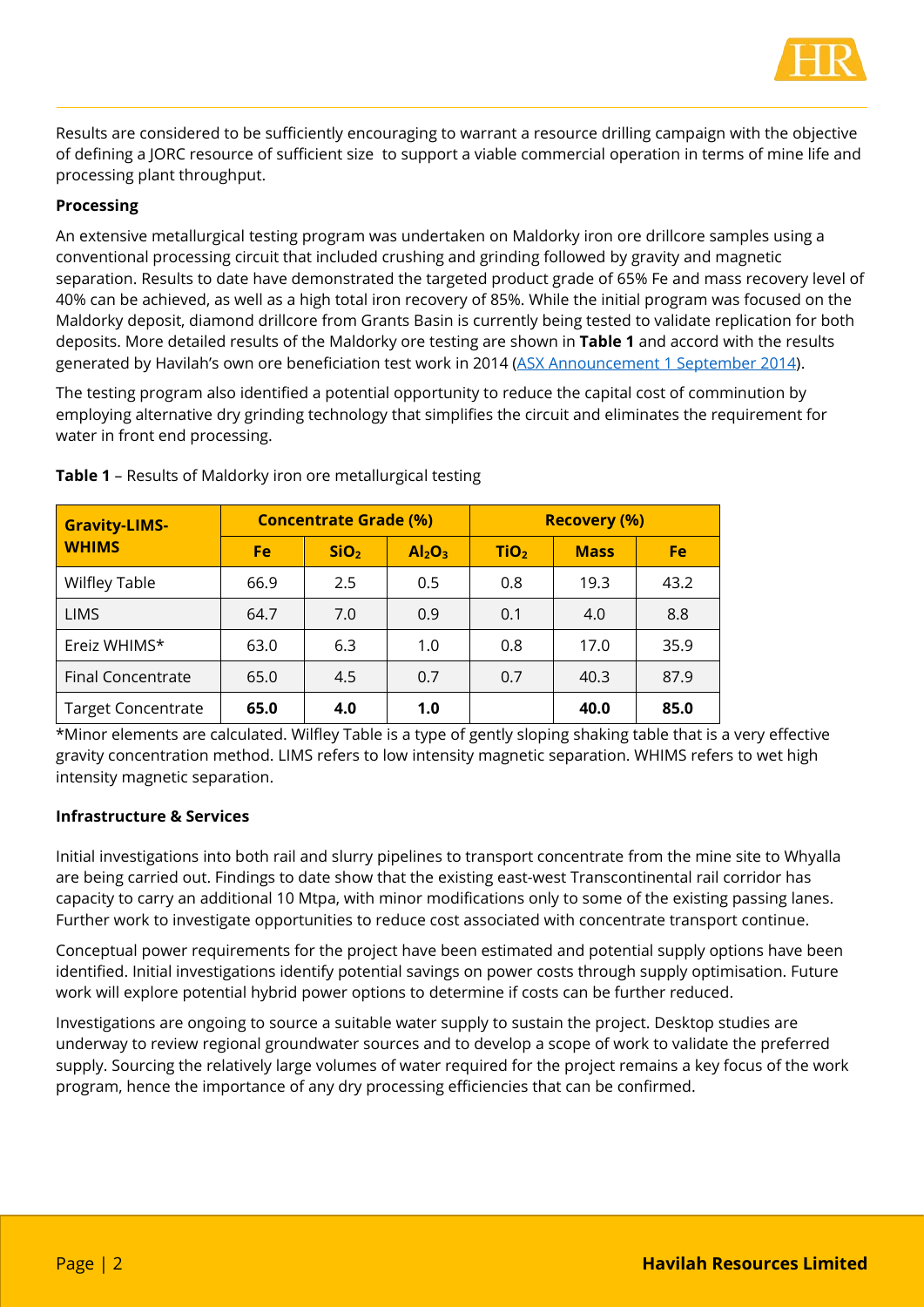Results are considered to be sufficiently encouraging to warrant a resource drilling campaign with the objective of defining a JORC resource of sufficient size to support a viable commercial operation in terms of mine life and processing plant throughput.

**Processing**

An extensive metallurgical testing program was undertaken on Maldorky iron ore drillcore samples using a conventional processing circuit that included crushing and grinding followed by gravity and magnetic separation. Results to date have demonstrated the targeted product grade of 65% Fe and mass recovery level of 40% can be achieved, as well as a high total iron recovery of 85%. While the initial program was focused on the Maldorky deposit, diamond drillcore from Grants Basin is currently being tested to validate replication for both deposits. More detailed results of the Maldorky ore testing are shown in **Table 1** and accord with the results generated by Havilah's own ore beneficiation test work in 2014 (ASX Announcement 1 September 2014).

The testing program also identified a potential opportunity to reduce the capital cost of comminution by employing alternative dry grinding technology that simplifies the circuit and eliminates the requirement for water in front end processing.

**Table 1** – Results of Maldorky iron ore metallurgical testing

| Gravity-LIMS-WHIMS | Concentrate Grade (%) | | | Recovery (%) | | |
|---|---|---|---|---|---|---|
| | Fe | $SiO_2$ | $Al_2O_3$ | $TiO_2$ | Mass | Fe |
| Wilfley Table | 66.9 | 2.5 | 0.5 | 0.8 | 19.3 | 43.2 |
| LIMS | 64.7 | 7.0 | 0.9 | 0.1 | 4.0 | 8.8 |
| Ereiz WHIMS* | 63.0 | 6.3 | 1.0 | 0.8 | 17.0 | 35.9 |
| Final Concentrate | 65.0 | 4.5 | 0.7 | 0.7 | 40.3 | 87.9 |
| Target Concentrate | **65.0** | **4.0** | **1.0** | | **40.0** | **85.0** |

*Minor elements are calculated. Wilfley Table is a type of gently sloping shaking table that is a very effective gravity concentration method. LIMS refers to low intensity magnetic separation. WHIMS refers to wet high intensity magnetic separation.

**Infrastructure & Services**

Initial investigations into both rail and slurry pipelines to transport concentrate from the mine site to Whyalla are being carried out. Findings to date show that the existing east-west Transcontinental rail corridor has capacity to carry an additional 10 Mtpa, with minor modifications only to some of the existing passing lanes. Further work to investigate opportunities to reduce cost associated with concentrate transport continue.

Conceptual power requirements for the project have been estimated and potential supply options have been identified. Initial investigations identify potential savings on power costs through supply optimisation. Future work will explore potential hybrid power options to determine if costs can be further reduced.

Investigations are ongoing to source a suitable water supply to sustain the project. Desktop studies are underway to review regional groundwater sources and to develop a scope of work to validate the preferred supply. Sourcing the relatively large volumes of water required for the project remains a key focus of the work program, hence the importance of any dry processing efficiencies that can be confirmed.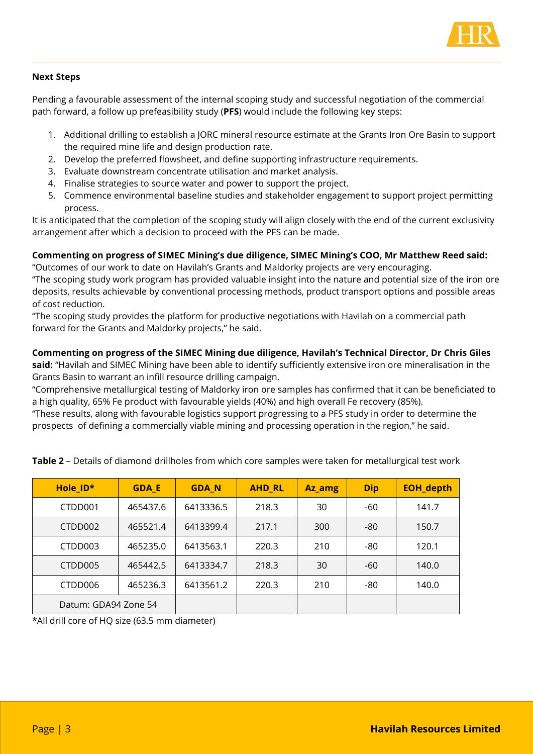**Next Steps**

Pending a favourable assessment of the internal scoping study and successful negotiation of the commercial path forward, a follow up prefeasibility study (**PFS**) would include the following key steps:

1. Additional drilling to establish a JORC mineral resource estimate at the Grants Iron Ore Basin to support the required mine life and design production rate.
2. Develop the preferred flowsheet, and define supporting infrastructure requirements.
3. Evaluate downstream concentrate utilisation and market analysis.
4. Finalise strategies to source water and power to support the project.
5. Commence environmental baseline studies and stakeholder engagement to support project permitting process.

It is anticipated that the completion of the scoping study will align closely with the end of the current exclusivity arrangement after which a decision to proceed with the PFS can be made.

**Commenting on progress of SIMEC Mining's due diligence, SIMEC Mining's COO, Mr Matthew Reed said:**
"Outcomes of our work to date on Havilah's Grants and Maldorky projects are very encouraging.
"The scoping study work program has provided valuable insight into the nature and potential size of the iron ore deposits, results achievable by conventional processing methods, product transport options and possible areas of cost reduction.
"The scoping study provides the platform for productive negotiations with Havilah on a commercial path forward for the Grants and Maldorky projects," he said.

**Commenting on progress of the SIMEC Mining due diligence, Havilah's Technical Director, Dr Chris Giles said:** "Havilah and SIMEC Mining have been able to identify sufficiently extensive iron ore mineralisation in the Grants Basin to warrant an infill resource drilling campaign.
"Comprehensive metallurgical testing of Maldorky iron ore samples has confirmed that it can be beneficiated to a high quality, 65% Fe product with favourable yields (40%) and high overall Fe recovery (85%).
"These results, along with favourable logistics support progressing to a PFS study in order to determine the prospects of defining a commercially viable mining and processing operation in the region," he said.

**Table 2** – Details of diamond drillholes from which core samples were taken for metallurgical test work

| Hole_ID* | GDA_E | GDA_N | AHD_RL | Az_amg | Dip | EOH_depth |
|---|---|---|---|---|---|---|
| CTDD001 | 465437.6 | 6413336.5 | 218.3 | 30 | -60 | 141.7 |
| CTDD002 | 465521.4 | 6413399.4 | 217.1 | 300 | -80 | 150.7 |
| CTDD003 | 465235.0 | 6413563.1 | 220.3 | 210 | -80 | 120.1 |
| CTDD005 | 465442.5 | 6413334.7 | 218.3 | 30 | -60 | 140.0 |
| CTDD006 | 465236.3 | 6413561.2 | 220.3 | 210 | -80 | 140.0 |
| Datum: GDA94 Zone 54 | | | | | | |

*All drill core of HQ size (63.5 mm diameter)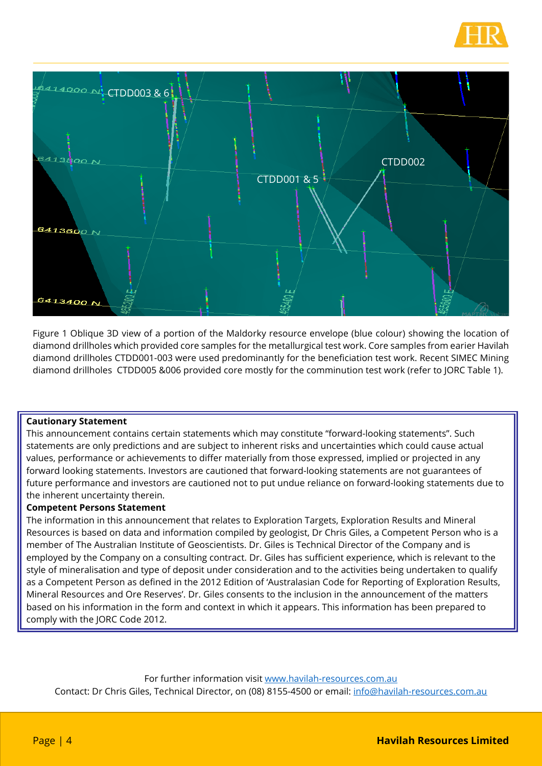Figure 1 Oblique 3D view of a portion of the Maldorky resource envelope (blue colour) showing the location of diamond drillholes which provided core samples for the metallurgical test work. Core samples from earier Havilah diamond drillholes CTDD001-003 were used predominantly for the beneficiation test work. Recent SIMEC Mining diamond drillholes CTDD005 &006 provided core mostly for the comminution test work (refer to JORC Table 1).

**Cautionary Statement**

This announcement contains certain statements which may constitute "forward-looking statements". Such statements are only predictions and are subject to inherent risks and uncertainties which could cause actual values, performance or achievements to differ materially from those expressed, implied or projected in any forward looking statements. Investors are cautioned that forward-looking statements are not guarantees of future performance and investors are cautioned not to put undue reliance on forward-looking statements due to the inherent uncertainty therein.

**Competent Persons Statement**

The information in this announcement that relates to Exploration Targets, Exploration Results and Mineral Resources is based on data and information compiled by geologist, Dr Chris Giles, a Competent Person who is a member of The Australian Institute of Geoscientists. Dr. Giles is Technical Director of the Company and is employed by the Company on a consulting contract. Dr. Giles has sufficient experience, which is relevant to the style of mineralisation and type of deposit under consideration and to the activities being undertaken to qualify as a Competent Person as defined in the 2012 Edition of 'Australasian Code for Reporting of Exploration Results, Mineral Resources and Ore Reserves'. Dr. Giles consents to the inclusion in the announcement of the matters based on his information in the form and context in which it appears. This information has been prepared to comply with the JORC Code 2012.

For further information visit www.havilah-resources.com.au

Contact: Dr Chris Giles, Technical Director, on (08) 8155-4500 or email: info@havilah-resources.com.au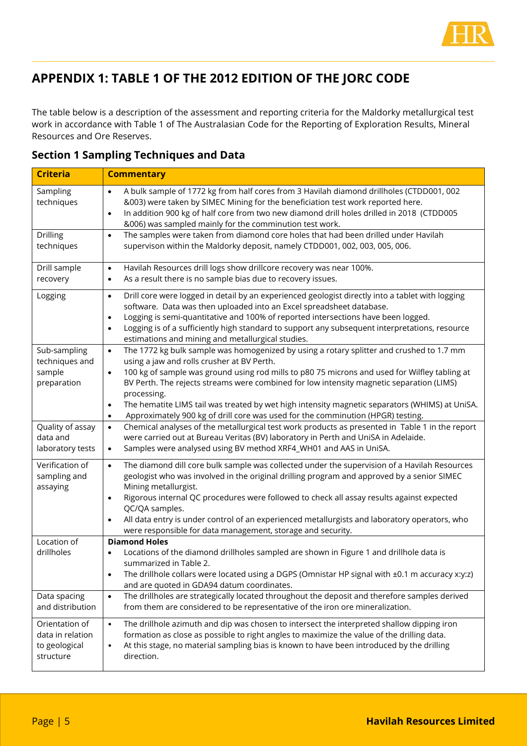# APPENDIX 1: TABLE 1 OF THE 2012 EDITION OF THE JORC CODE

The table below is a description of the assessment and reporting criteria for the Maldorky metallurgical test work in accordance with Table 1 of The Australasian Code for the Reporting of Exploration Results, Mineral Resources and Ore Reserves.

## Section 1 Sampling Techniques and Data

| Criteria | Commentary |
|---|---|
| Sampling techniques | • A bulk sample of 1772 kg from half cores from 3 Havilah diamond drillholes (CTDD001, 002 &003) were taken by SIMEC Mining for the beneficiation test work reported here.<br>• In addition 900 kg of half core from two new diamond drill holes drilled in 2018 (CTDD005 &006) was sampled mainly for the comminution test work. |
| Drilling techniques | • The samples were taken from diamond core holes that had been drilled under Havilah supervison within the Maldorky deposit, namely CTDD001, 002, 003, 005, 006. |
| Drill sample recovery | • Havilah Resources drill logs show drillcore recovery was near 100%.<br>• As a result there is no sample bias due to recovery issues. |
| Logging | • Drill core were logged in detail by an experienced geologist directly into a tablet with logging software. Data was then uploaded into an Excel spreadsheet database.<br>• Logging is semi-quantitative and 100% of reported intersections have been logged.<br>• Logging is of a sufficiently high standard to support any subsequent interpretations, resource estimations and mining and metallurgical studies. |
| Sub-sampling techniques and sample preparation | • The 1772 kg bulk sample was homogenized by using a rotary splitter and crushed to 1.7 mm using a jaw and rolls crusher at BV Perth.<br>• 100 kg of sample was ground using rod mills to p80 75 microns and used for Wilfley tabling at BV Perth. The rejects streams were combined for low intensity magnetic separation (LIMS) processing.<br>• The hematite LIMS tail was treated by wet high intensity magnetic separators (WHIMS) at UniSA.<br>• Approximately 900 kg of drill core was used for the comminution (HPGR) testing. |
| Quality of assay data and laboratory tests | • Chemical analyses of the metallurgical test work products as presented in Table 1 in the report were carried out at Bureau Veritas (BV) laboratory in Perth and UniSA in Adelaide.<br>• Samples were analysed using BV method XRF4_WH01 and AAS in UniSA. |
| Verification of sampling and assaying | • The diamond dill core bulk sample was collected under the supervision of a Havilah Resources geologist who was involved in the original drilling program and approved by a senior SIMEC Mining metallurgist.<br>• Rigorous internal QC procedures were followed to check all assay results against expected QC/QA samples.<br>• All data entry is under control of an experienced metallurgists and laboratory operators, who were responsible for data management, storage and security. |
| Location of drillholes | **Diamond Holes**<br>• Locations of the diamond drillholes sampled are shown in Figure 1 and drillhole data is summarized in Table 2.<br>• The drillhole collars were located using a DGPS (Omnistar HP signal with ±0.1 m accuracy x:y:z) and are quoted in GDA94 datum coordinates. |
| Data spacing and distribution | • The drillholes are strategically located throughout the deposit and therefore samples derived from them are considered to be representative of the iron ore mineralization. |
| Orientation of data in relation to geological structure | • The drillhole azimuth and dip was chosen to intersect the interpreted shallow dipping iron formation as close as possible to right angles to maximize the value of the drilling data.<br>• At this stage, no material sampling bias is known to have been introduced by the drilling direction. |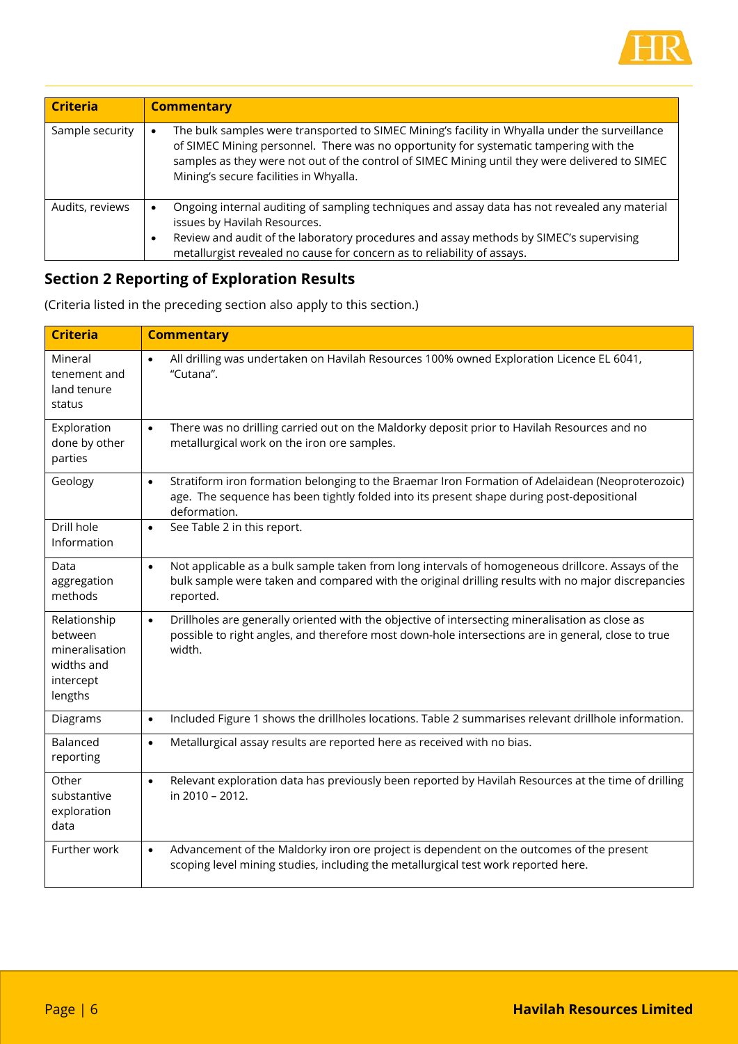| Criteria | Commentary |
|---|---|
| Sample security | • The bulk samples were transported to SIMEC Mining's facility in Whyalla under the surveillance of SIMEC Mining personnel. There was no opportunity for systematic tampering with the samples as they were not out of the control of SIMEC Mining until they were delivered to SIMEC Mining's secure facilities in Whyalla. |
| Audits, reviews | • Ongoing internal auditing of sampling techniques and assay data has not revealed any material issues by Havilah Resources.<br>• Review and audit of the laboratory procedures and assay methods by SIMEC's supervising metallurgist revealed no cause for concern as to reliability of assays. |

## Section 2 Reporting of Exploration Results

(Criteria listed in the preceding section also apply to this section.)

| Criteria | Commentary |
|---|---|
| Mineral tenement and land tenure status | • All drilling was undertaken on Havilah Resources 100% owned Exploration Licence EL 6041, "Cutana". |
| Exploration done by other parties | • There was no drilling carried out on the Maldorky deposit prior to Havilah Resources and no metallurgical work on the iron ore samples. |
| Geology | • Stratiform iron formation belonging to the Braemar Iron Formation of Adelaidean (Neoproterozoic) age. The sequence has been tightly folded into its present shape during post-depositional deformation. |
| Drill hole Information | • See Table 2 in this report. |
| Data aggregation methods | • Not applicable as a bulk sample taken from long intervals of homogeneous drillcore. Assays of the bulk sample were taken and compared with the original drilling results with no major discrepancies reported. |
| Relationship between mineralisation widths and intercept lengths | • Drillholes are generally oriented with the objective of intersecting mineralisation as close as possible to right angles, and therefore most down-hole intersections are in general, close to true width. |
| Diagrams | • Included Figure 1 shows the drillholes locations. Table 2 summarises relevant drillhole information. |
| Balanced reporting | • Metallurgical assay results are reported here as received with no bias. |
| Other substantive exploration data | • Relevant exploration data has previously been reported by Havilah Resources at the time of drilling in 2010 – 2012. |
| Further work | • Advancement of the Maldorky iron ore project is dependent on the outcomes of the present scoping level mining studies, including the metallurgical test work reported here. |